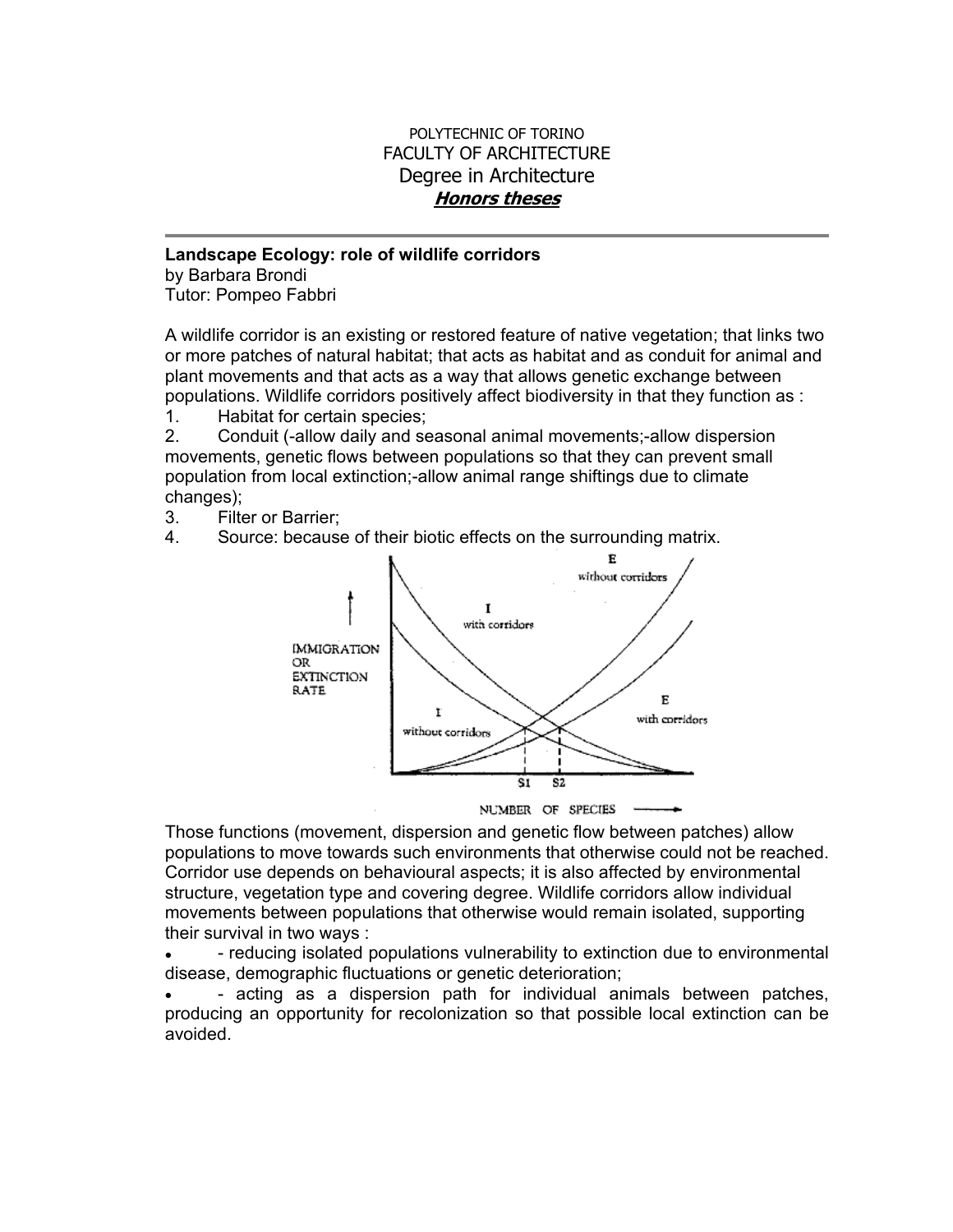POLYTECHNIC OF TORINO
FACULTY OF ARCHITECTURE
Degree in Architecture
***Honors theses***

---

**Landscape Ecology: role of wildlife corridors**
by Barbara Brondi
Tutor: Pompeo Fabbri

A wildlife corridor is an existing or restored feature of native vegetation; that links two or more patches of natural habitat; that acts as habitat and as conduit for animal and plant movements and that acts as a way that allows genetic exchange between populations. Wildlife corridors positively affect biodiversity in that they function as :

1. Habitat for certain species;
2. Conduit (-allow daily and seasonal animal movements;-allow dispersion movements, genetic flows between populations so that they can prevent small population from local extinction;-allow animal range shiftings due to climate changes);
3. Filter or Barrier;
4. Source: because of their biotic effects on the surrounding matrix.

Those functions (movement, dispersion and genetic flow between patches) allow populations to move towards such environments that otherwise could not be reached. Corridor use depends on behavioural aspects; it is also affected by environmental structure, vegetation type and covering degree. Wildlife corridors allow individual movements between populations that otherwise would remain isolated, supporting their survival in two ways :

- - reducing isolated populations vulnerability to extinction due to environmental disease, demographic fluctuations or genetic deterioration;
- - acting as a dispersion path for individual animals between patches, producing an opportunity for recolonization so that possible local extinction can be avoided.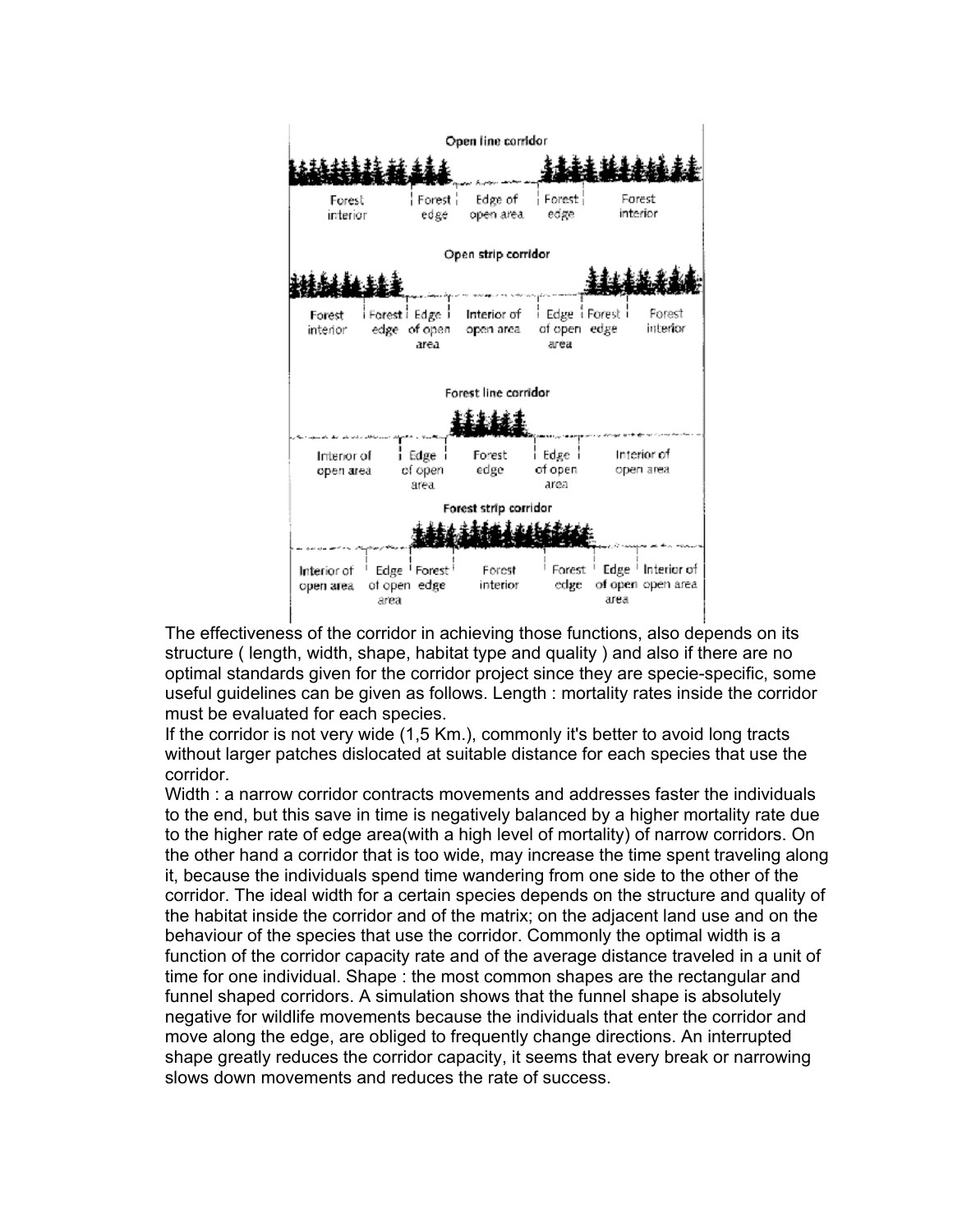The effectiveness of the corridor in achieving those functions, also depends on its structure ( length, width, shape, habitat type and quality ) and also if there are no optimal standards given for the corridor project since they are specie-specific, some useful guidelines can be given as follows. Length : mortality rates inside the corridor must be evaluated for each species.

If the corridor is not very wide (1,5 Km.), commonly it's better to avoid long tracts without larger patches dislocated at suitable distance for each species that use the corridor.

Width : a narrow corridor contracts movements and addresses faster the individuals to the end, but this save in time is negatively balanced by a higher mortality rate due to the higher rate of edge area(with a high level of mortality) of narrow corridors. On the other hand a corridor that is too wide, may increase the time spent traveling along it, because the individuals spend time wandering from one side to the other of the corridor. The ideal width for a certain species depends on the structure and quality of the habitat inside the corridor and of the matrix; on the adjacent land use and on the behaviour of the species that use the corridor. Commonly the optimal width is a function of the corridor capacity rate and of the average distance traveled in a unit of time for one individual. Shape : the most common shapes are the rectangular and funnel shaped corridors. A simulation shows that the funnel shape is absolutely negative for wildlife movements because the individuals that enter the corridor and move along the edge, are obliged to frequently change directions. An interrupted shape greatly reduces the corridor capacity, it seems that every break or narrowing slows down movements and reduces the rate of success.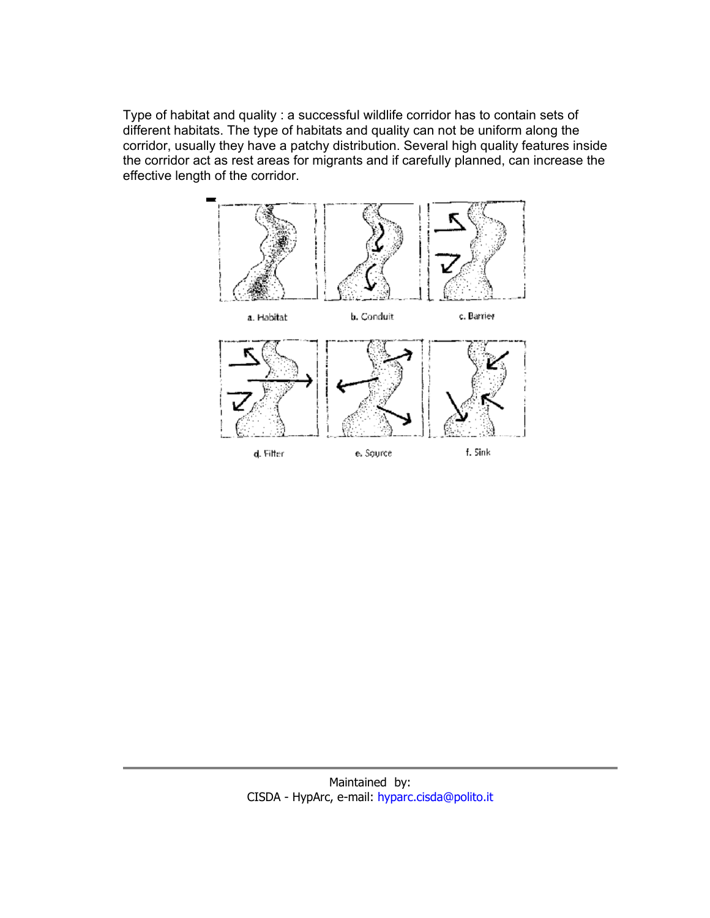Type of habitat and quality : a successful wildlife corridor has to contain sets of different habitats. The type of habitats and quality can not be uniform along the corridor, usually they have a patchy distribution. Several high quality features inside the corridor act as rest areas for migrants and if carefully planned, can increase the effective length of the corridor.

a. Habitat

b. Conduit

c. Barrier

d. Filter

e. Source

f. Sink